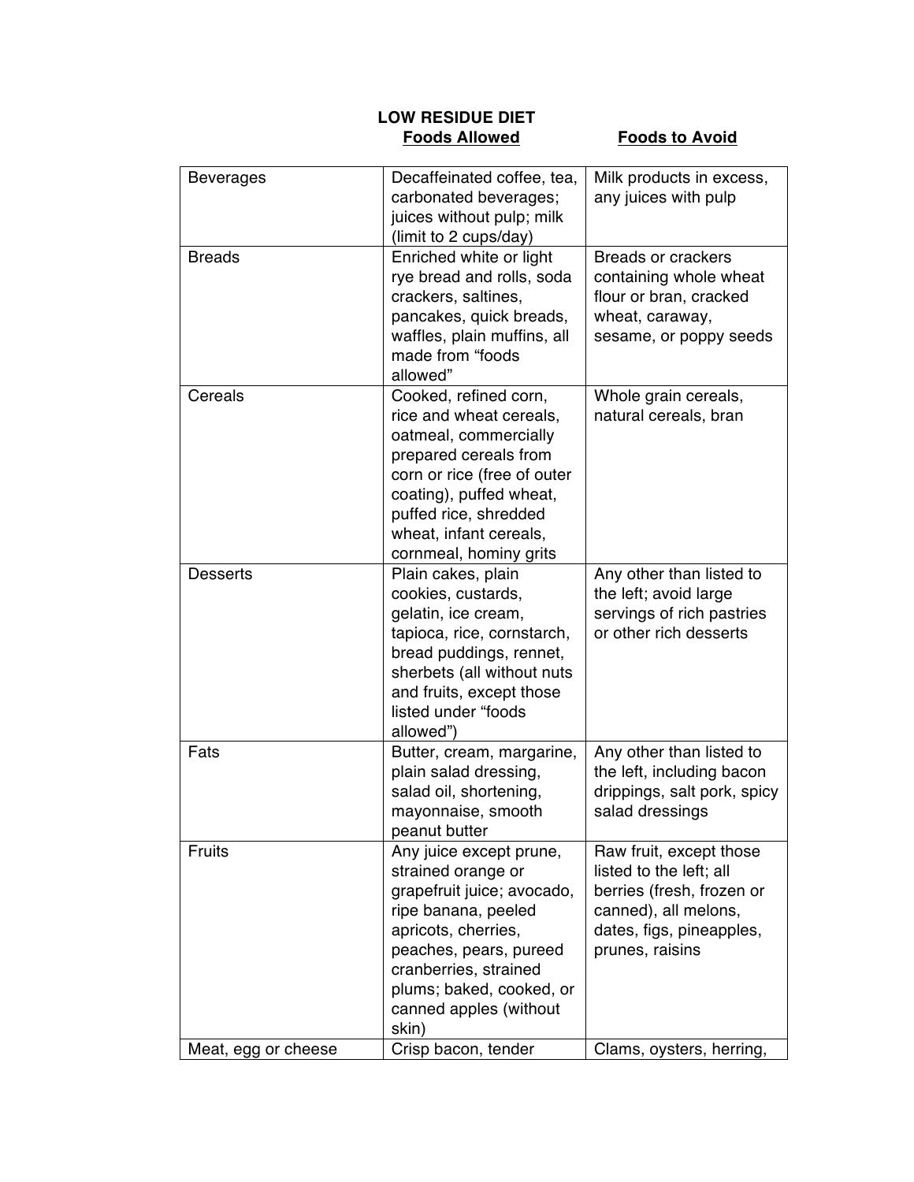# LOW RESIDUE DIET

| | Foods Allowed | Foods to Avoid |
|---|---|---|
| Beverages | Decaffeinated coffee, tea, carbonated beverages; juices without pulp; milk (limit to 2 cups/day) | Milk products in excess, any juices with pulp |
| Breads | Enriched white or light rye bread and rolls, soda crackers, saltines, pancakes, quick breads, waffles, plain muffins, all made from "foods allowed" | Breads or crackers containing whole wheat flour or bran, cracked wheat, caraway, sesame, or poppy seeds |
| Cereals | Cooked, refined corn, rice and wheat cereals, oatmeal, commercially prepared cereals from corn or rice (free of outer coating), puffed wheat, puffed rice, shredded wheat, infant cereals, cornmeal, hominy grits | Whole grain cereals, natural cereals, bran |
| Desserts | Plain cakes, plain cookies, custards, gelatin, ice cream, tapioca, rice, cornstarch, bread puddings, rennet, sherbets (all without nuts and fruits, except those listed under "foods allowed") | Any other than listed to the left; avoid large servings of rich pastries or other rich desserts |
| Fats | Butter, cream, margarine, plain salad dressing, salad oil, shortening, mayonnaise, smooth peanut butter | Any other than listed to the left, including bacon drippings, salt pork, spicy salad dressings |
| Fruits | Any juice except prune, strained orange or grapefruit juice; avocado, ripe banana, peeled apricots, cherries, peaches, pears, pureed cranberries, strained plums; baked, cooked, or canned apples (without skin) | Raw fruit, except those listed to the left; all berries (fresh, frozen or canned), all melons, dates, figs, pineapples, prunes, raisins |
| Meat, egg or cheese | Crisp bacon, tender | Clams, oysters, herring, |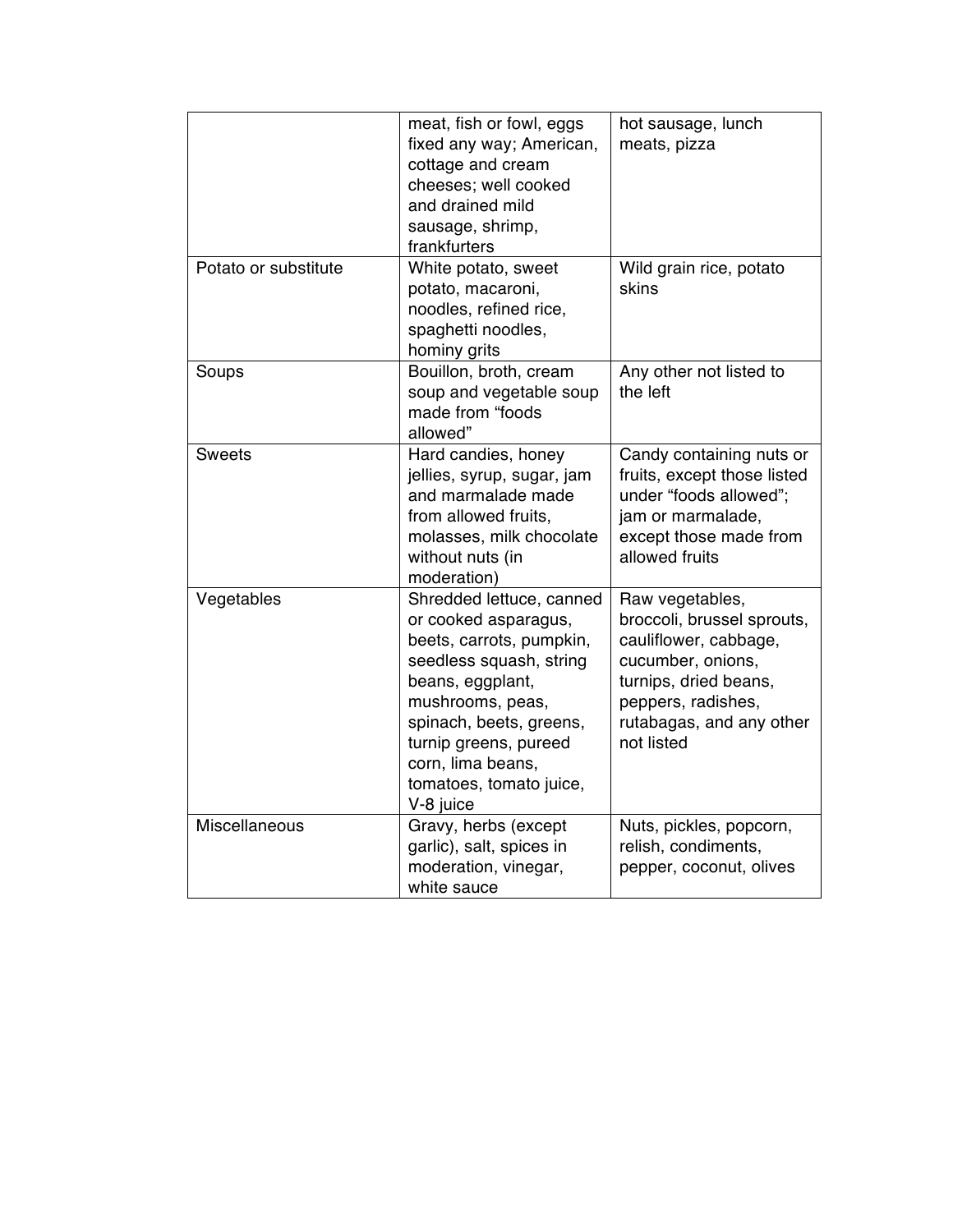| | | |
|---|---|---|
| | meat, fish or fowl, eggs fixed any way; American, cottage and cream cheeses; well cooked and drained mild sausage, shrimp, frankfurters | hot sausage, lunch meats, pizza |
| Potato or substitute | White potato, sweet potato, macaroni, noodles, refined rice, spaghetti noodles, hominy grits | Wild grain rice, potato skins |
| Soups | Bouillon, broth, cream soup and vegetable soup made from "foods allowed" | Any other not listed to the left |
| Sweets | Hard candies, honey jellies, syrup, sugar, jam and marmalade made from allowed fruits, molasses, milk chocolate without nuts (in moderation) | Candy containing nuts or fruits, except those listed under "foods allowed"; jam or marmalade, except those made from allowed fruits |
| Vegetables | Shredded lettuce, canned or cooked asparagus, beets, carrots, pumpkin, seedless squash, string beans, eggplant, mushrooms, peas, spinach, beets, greens, turnip greens, pureed corn, lima beans, tomatoes, tomato juice, V-8 juice | Raw vegetables, broccoli, brussel sprouts, cauliflower, cabbage, cucumber, onions, turnips, dried beans, peppers, radishes, rutabagas, and any other not listed |
| Miscellaneous | Gravy, herbs (except garlic), salt, spices in moderation, vinegar, white sauce | Nuts, pickles, popcorn, relish, condiments, pepper, coconut, olives |